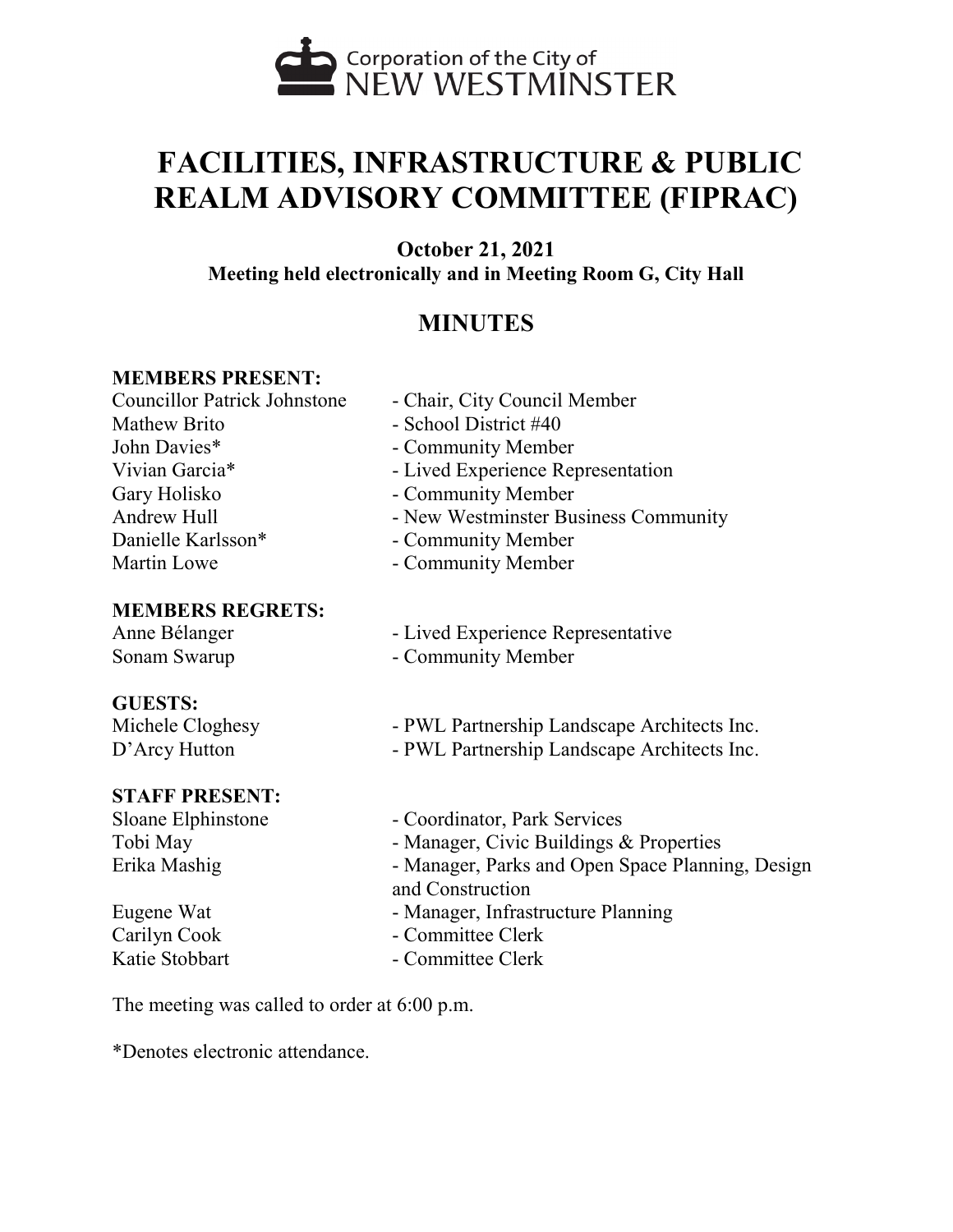Corporation of the City of NEW WESTMINSTER

# FACILITIES, INFRASTRUCTURE & PUBLIC REALM ADVISORY COMMITTEE (FIPRAC)

**October 21, 2021**
**Meeting held electronically and in Meeting Room G, City Hall**

## MINUTES

**MEMBERS PRESENT:**

Councillor Patrick Johnstone - Chair, City Council Member
Mathew Brito - School District #40
John Davies* - Community Member
Vivian Garcia* - Lived Experience Representation
Gary Holisko - Community Member
Andrew Hull - New Westminster Business Community
Danielle Karlsson* - Community Member
Martin Lowe - Community Member

**MEMBERS REGRETS:**

Anne Bélanger - Lived Experience Representative
Sonam Swarup - Community Member

**GUESTS:**

Michele Cloghesy - PWL Partnership Landscape Architects Inc.
D'Arcy Hutton - PWL Partnership Landscape Architects Inc.

**STAFF PRESENT:**

Sloane Elphinstone - Coordinator, Park Services
Tobi May - Manager, Civic Buildings & Properties
Erika Mashig - Manager, Parks and Open Space Planning, Design and Construction
Eugene Wat - Manager, Infrastructure Planning
Carilyn Cook - Committee Clerk
Katie Stobbart - Committee Clerk

The meeting was called to order at 6:00 p.m.

*Denotes electronic attendance.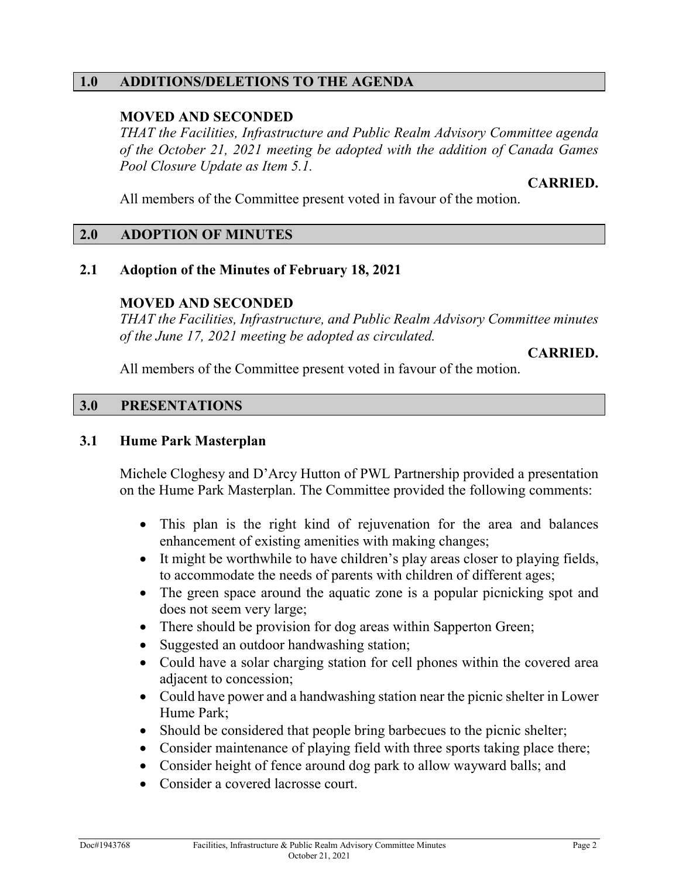## 1.0 ADDITIONS/DELETIONS TO THE AGENDA

**MOVED AND SECONDED**

*THAT the Facilities, Infrastructure and Public Realm Advisory Committee agenda of the October 21, 2021 meeting be adopted with the addition of Canada Games Pool Closure Update as Item 5.1.*

**CARRIED.**

All members of the Committee present voted in favour of the motion.

## 2.0 ADOPTION OF MINUTES

### 2.1 Adoption of the Minutes of February 18, 2021

**MOVED AND SECONDED**

*THAT the Facilities, Infrastructure, and Public Realm Advisory Committee minutes of the June 17, 2021 meeting be adopted as circulated.*

**CARRIED.**

All members of the Committee present voted in favour of the motion.

## 3.0 PRESENTATIONS

### 3.1 Hume Park Masterplan

Michele Cloghesy and D'Arcy Hutton of PWL Partnership provided a presentation on the Hume Park Masterplan. The Committee provided the following comments:

- This plan is the right kind of rejuvenation for the area and balances enhancement of existing amenities with making changes;
- It might be worthwhile to have children's play areas closer to playing fields, to accommodate the needs of parents with children of different ages;
- The green space around the aquatic zone is a popular picnicking spot and does not seem very large;
- There should be provision for dog areas within Sapperton Green;
- Suggested an outdoor handwashing station;
- Could have a solar charging station for cell phones within the covered area adjacent to concession;
- Could have power and a handwashing station near the picnic shelter in Lower Hume Park;
- Should be considered that people bring barbecues to the picnic shelter;
- Consider maintenance of playing field with three sports taking place there;
- Consider height of fence around dog park to allow wayward balls; and
- Consider a covered lacrosse court.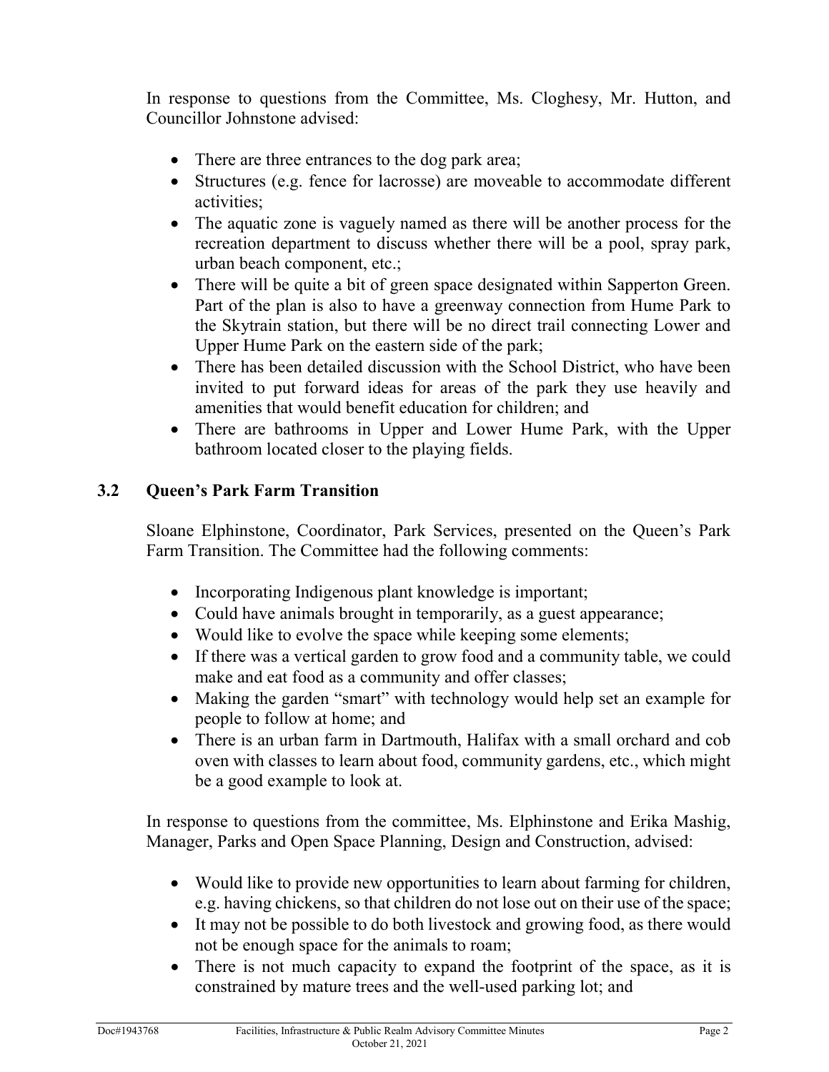In response to questions from the Committee, Ms. Cloghesy, Mr. Hutton, and Councillor Johnstone advised:

- There are three entrances to the dog park area;
- Structures (e.g. fence for lacrosse) are moveable to accommodate different activities;
- The aquatic zone is vaguely named as there will be another process for the recreation department to discuss whether there will be a pool, spray park, urban beach component, etc.;
- There will be quite a bit of green space designated within Sapperton Green. Part of the plan is also to have a greenway connection from Hume Park to the Skytrain station, but there will be no direct trail connecting Lower and Upper Hume Park on the eastern side of the park;
- There has been detailed discussion with the School District, who have been invited to put forward ideas for areas of the park they use heavily and amenities that would benefit education for children; and
- There are bathrooms in Upper and Lower Hume Park, with the Upper bathroom located closer to the playing fields.

## 3.2 Queen's Park Farm Transition

Sloane Elphinstone, Coordinator, Park Services, presented on the Queen's Park Farm Transition. The Committee had the following comments:

- Incorporating Indigenous plant knowledge is important;
- Could have animals brought in temporarily, as a guest appearance;
- Would like to evolve the space while keeping some elements;
- If there was a vertical garden to grow food and a community table, we could make and eat food as a community and offer classes;
- Making the garden "smart" with technology would help set an example for people to follow at home; and
- There is an urban farm in Dartmouth, Halifax with a small orchard and cob oven with classes to learn about food, community gardens, etc., which might be a good example to look at.

In response to questions from the committee, Ms. Elphinstone and Erika Mashig, Manager, Parks and Open Space Planning, Design and Construction, advised:

- Would like to provide new opportunities to learn about farming for children, e.g. having chickens, so that children do not lose out on their use of the space;
- It may not be possible to do both livestock and growing food, as there would not be enough space for the animals to roam;
- There is not much capacity to expand the footprint of the space, as it is constrained by mature trees and the well-used parking lot; and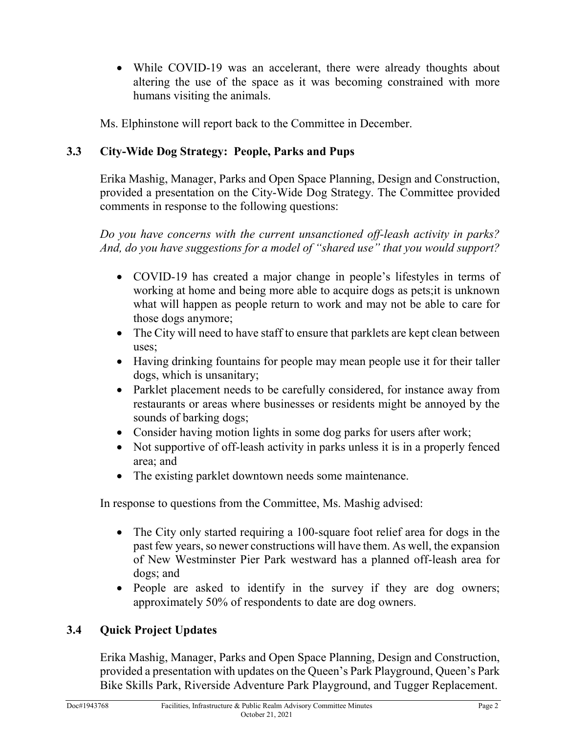- While COVID-19 was an accelerant, there were already thoughts about altering the use of the space as it was becoming constrained with more humans visiting the animals.

Ms. Elphinstone will report back to the Committee in December.

### 3.3 City-Wide Dog Strategy: People, Parks and Pups

Erika Mashig, Manager, Parks and Open Space Planning, Design and Construction, provided a presentation on the City-Wide Dog Strategy. The Committee provided comments in response to the following questions:

*Do you have concerns with the current unsanctioned off-leash activity in parks? And, do you have suggestions for a model of "shared use" that you would support?*

- COVID-19 has created a major change in people's lifestyles in terms of working at home and being more able to acquire dogs as pets;it is unknown what will happen as people return to work and may not be able to care for those dogs anymore;
- The City will need to have staff to ensure that parklets are kept clean between uses;
- Having drinking fountains for people may mean people use it for their taller dogs, which is unsanitary;
- Parklet placement needs to be carefully considered, for instance away from restaurants or areas where businesses or residents might be annoyed by the sounds of barking dogs;
- Consider having motion lights in some dog parks for users after work;
- Not supportive of off-leash activity in parks unless it is in a properly fenced area; and
- The existing parklet downtown needs some maintenance.

In response to questions from the Committee, Ms. Mashig advised:

- The City only started requiring a 100-square foot relief area for dogs in the past few years, so newer constructions will have them. As well, the expansion of New Westminster Pier Park westward has a planned off-leash area for dogs; and
- People are asked to identify in the survey if they are dog owners; approximately 50% of respondents to date are dog owners.

### 3.4 Quick Project Updates

Erika Mashig, Manager, Parks and Open Space Planning, Design and Construction, provided a presentation with updates on the Queen's Park Playground, Queen's Park Bike Skills Park, Riverside Adventure Park Playground, and Tugger Replacement.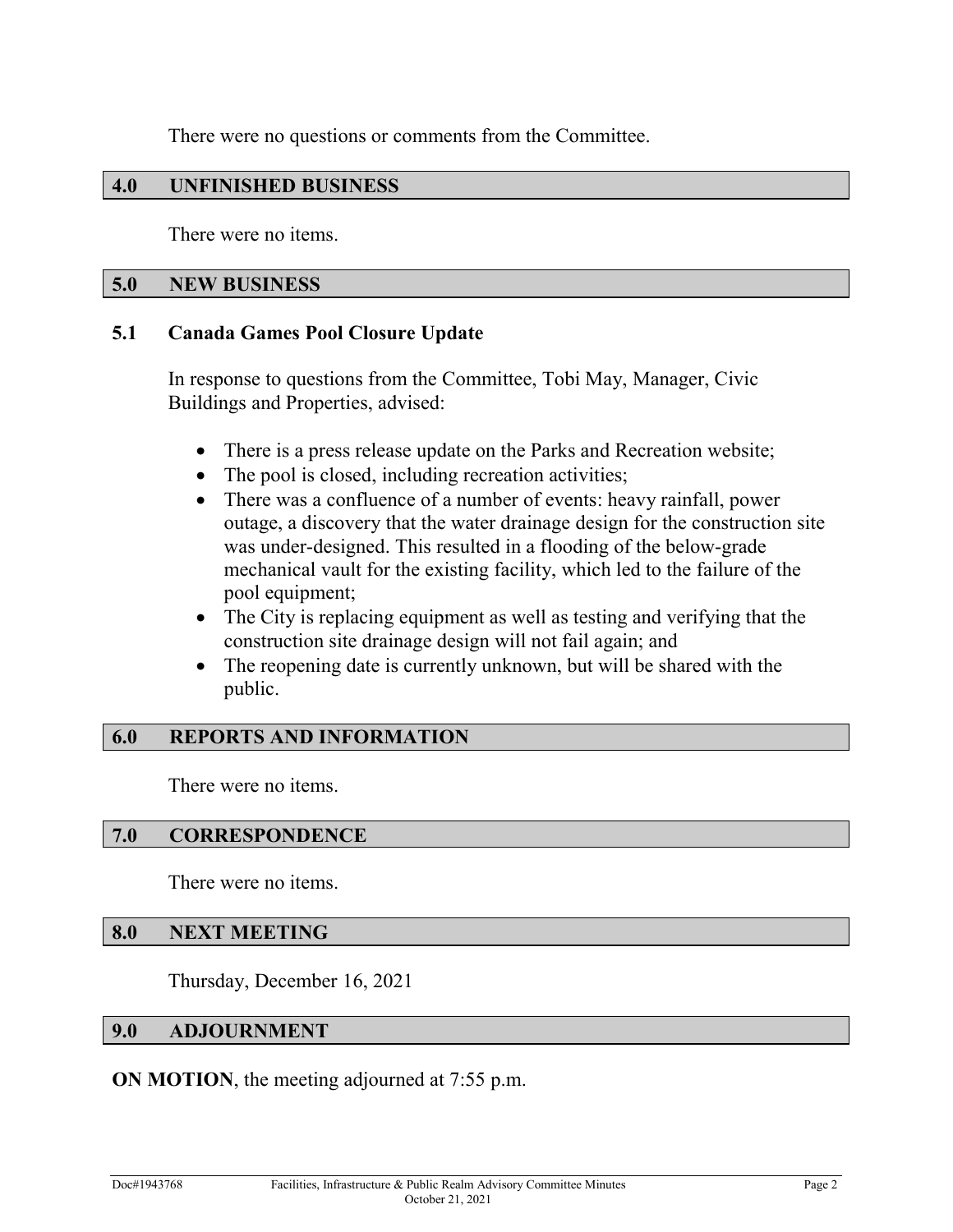There were no questions or comments from the Committee.

## 4.0 UNFINISHED BUSINESS

There were no items.

## 5.0 NEW BUSINESS

### 5.1 Canada Games Pool Closure Update

In response to questions from the Committee, Tobi May, Manager, Civic Buildings and Properties, advised:

- There is a press release update on the Parks and Recreation website;
- The pool is closed, including recreation activities;
- There was a confluence of a number of events: heavy rainfall, power outage, a discovery that the water drainage design for the construction site was under-designed. This resulted in a flooding of the below-grade mechanical vault for the existing facility, which led to the failure of the pool equipment;
- The City is replacing equipment as well as testing and verifying that the construction site drainage design will not fail again; and
- The reopening date is currently unknown, but will be shared with the public.

## 6.0 REPORTS AND INFORMATION

There were no items.

## 7.0 CORRESPONDENCE

There were no items.

## 8.0 NEXT MEETING

Thursday, December 16, 2021

## 9.0 ADJOURNMENT

**ON MOTION**, the meeting adjourned at 7:55 p.m.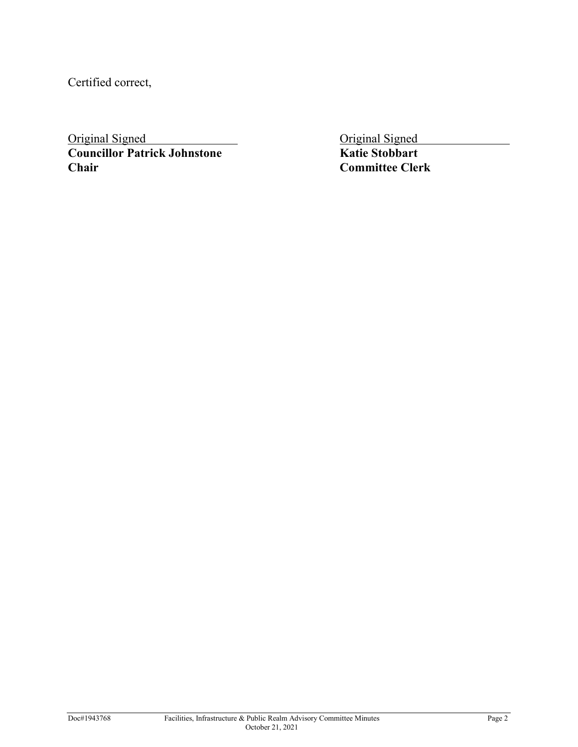Certified correct,

Original Signed
**Councillor Patrick Johnstone**
**Chair**

Original Signed
**Katie Stobbart**
**Committee Clerk**